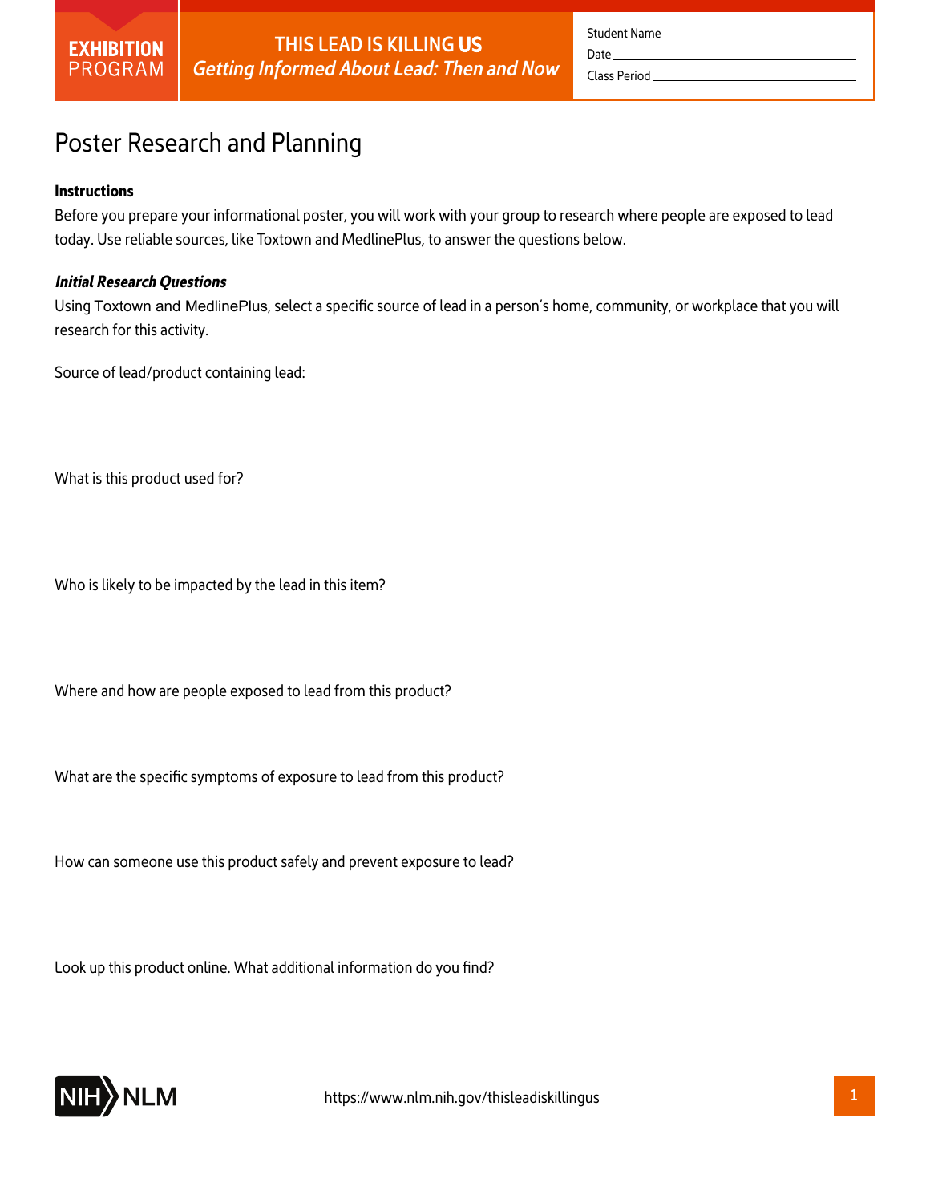EXHIBITION PROGRAM

**THIS LEAD IS KILLING US**

*Getting Informed About Lead: Then and Now*

Student Name ______________________

Date ______________________

Class Period ______________________

# Poster Research and Planning

**Instructions**

Before you prepare your informational poster, you will work with your group to research where people are exposed to lead today. Use reliable sources, like Toxtown and MedlinePlus, to answer the questions below.

***Initial Research Questions***

Using Toxtown and MedlinePlus, select a specific source of lead in a person's home, community, or workplace that you will research for this activity.

Source of lead/product containing lead:

What is this product used for?

Who is likely to be impacted by the lead in this item?

Where and how are people exposed to lead from this product?

What are the specific symptoms of exposure to lead from this product?

How can someone use this product safely and prevent exposure to lead?

Look up this product online. What additional information do you find?

NIH NLM

https://www.nlm.nih.gov/thisleadiskillingus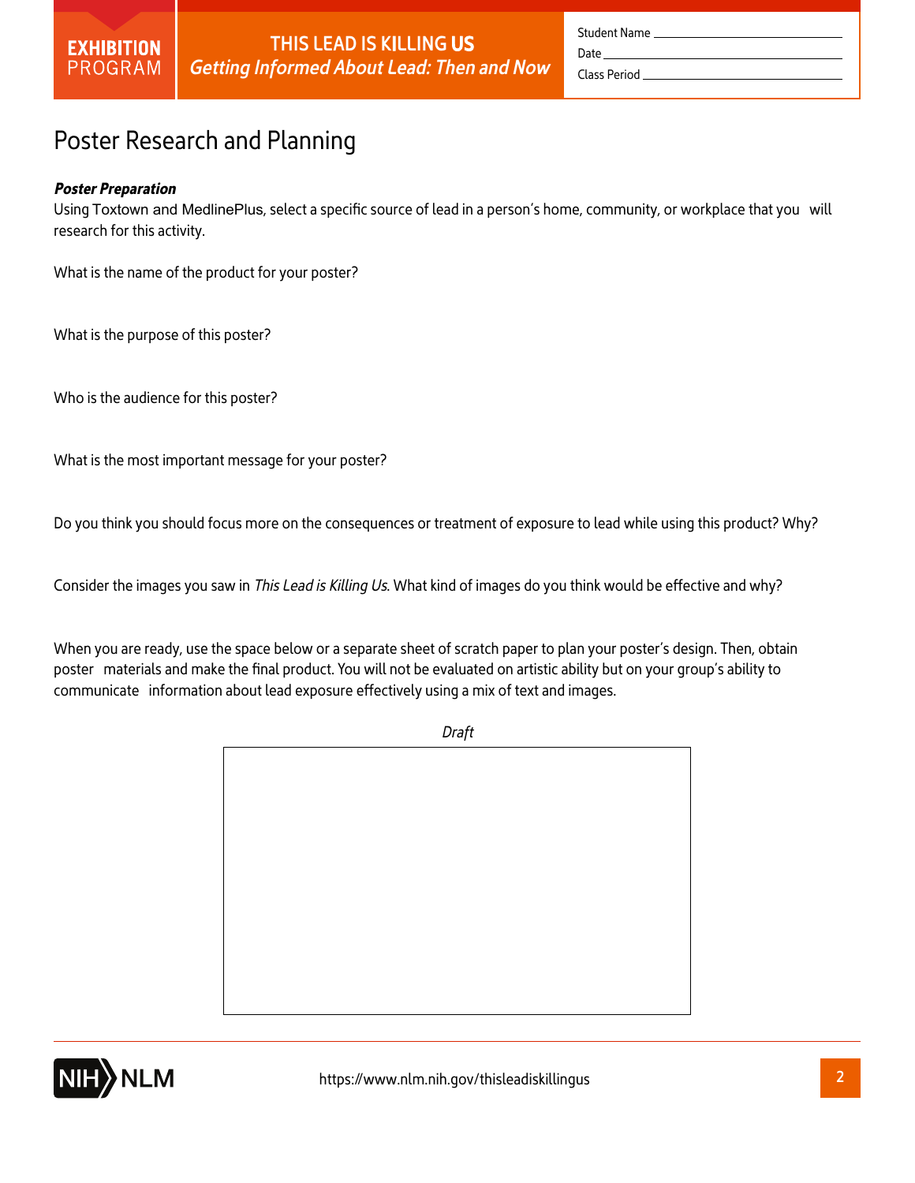Student Name ______________________________
Date ______________________________
Class Period ______________________________

# Poster Research and Planning

***Poster Preparation***

Using Toxtown and MedlinePlus, select a specific source of lead in a person's home, community, or workplace that you will research for this activity.

What is the name of the product for your poster?

What is the purpose of this poster?

Who is the audience for this poster?

What is the most important message for your poster?

Do you think you should focus more on the consequences or treatment of exposure to lead while using this product? Why?

Consider the images you saw in *This Lead is Killing Us*. What kind of images do you think would be effective and why?

When you are ready, use the space below or a separate sheet of scratch paper to plan your poster's design. Then, obtain poster materials and make the final product. You will not be evaluated on artistic ability but on your group's ability to communicate information about lead exposure effectively using a mix of text and images.

*Draft*